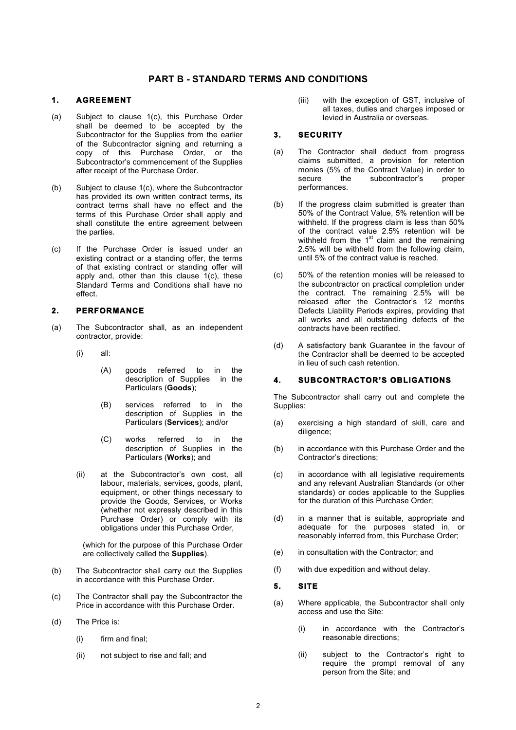# PART B - STANDARD TERMS AND CONDITIONS

## 1. AGREEMENT

(a) Subject to clause 1(c), this Purchase Order shall be deemed to be accepted by the Subcontractor for the Supplies from the earlier of the Subcontractor signing and returning a copy of this Purchase Order, or the Subcontractor's commencement of the Supplies after receipt of the Purchase Order.

(b) Subject to clause 1(c), where the Subcontractor has provided its own written contract terms, its contract terms shall have no effect and the terms of this Purchase Order shall apply and shall constitute the entire agreement between the parties.

(c) If the Purchase Order is issued under an existing contract or a standing offer, the terms of that existing contract or standing offer will apply and, other than this clause 1(c), these Standard Terms and Conditions shall have no effect.

## 2. PERFORMANCE

(a) The Subcontractor shall, as an independent contractor, provide:

- (i) all:
  - (A) goods referred to in the description of Supplies in the Particulars (**Goods**);
  - (B) services referred to in the description of Supplies in the Particulars (**Services**); and/or
  - (C) works referred to in the description of Supplies in the Particulars (**Works**); and
- (ii) at the Subcontractor's own cost, all labour, materials, services, goods, plant, equipment, or other things necessary to provide the Goods, Services, or Works (whether not expressly described in this Purchase Order) or comply with its obligations under this Purchase Order,

(which for the purpose of this Purchase Order are collectively called the **Supplies**).

(b) The Subcontractor shall carry out the Supplies in accordance with this Purchase Order.

(c) The Contractor shall pay the Subcontractor the Price in accordance with this Purchase Order.

(d) The Price is:

- (i) firm and final;
- (ii) not subject to rise and fall; and
- (iii) with the exception of GST, inclusive of all taxes, duties and charges imposed or levied in Australia or overseas.

## 3. SECURITY

(a) The Contractor shall deduct from progress claims submitted, a provision for retention monies (5% of the Contract Value) in order to secure the subcontractor's proper performances.

(b) If the progress claim submitted is greater than 50% of the Contract Value, 5% retention will be withheld. If the progress claim is less than 50% of the contract value 2.5% retention will be withheld from the 1st claim and the remaining 2.5% will be withheld from the following claim, until 5% of the contract value is reached.

(c) 50% of the retention monies will be released to the subcontractor on practical completion under the contract. The remaining 2.5% will be released after the Contractor's 12 months Defects Liability Periods expires, providing that all works and all outstanding defects of the contracts have been rectified.

(d) A satisfactory bank Guarantee in the favour of the Contractor shall be deemed to be accepted in lieu of such cash retention.

## 4. SUBCONTRACTOR'S OBLIGATIONS

The Subcontractor shall carry out and complete the Supplies:

(a) exercising a high standard of skill, care and diligence;

(b) in accordance with this Purchase Order and the Contractor's directions;

(c) in accordance with all legislative requirements and any relevant Australian Standards (or other standards) or codes applicable to the Supplies for the duration of this Purchase Order;

(d) in a manner that is suitable, appropriate and adequate for the purposes stated in, or reasonably inferred from, this Purchase Order;

(e) in consultation with the Contractor; and

(f) with due expedition and without delay.

## 5. SITE

(a) Where applicable, the Subcontractor shall only access and use the Site:

- (i) in accordance with the Contractor's reasonable directions;
- (ii) subject to the Contractor's right to require the prompt removal of any person from the Site; and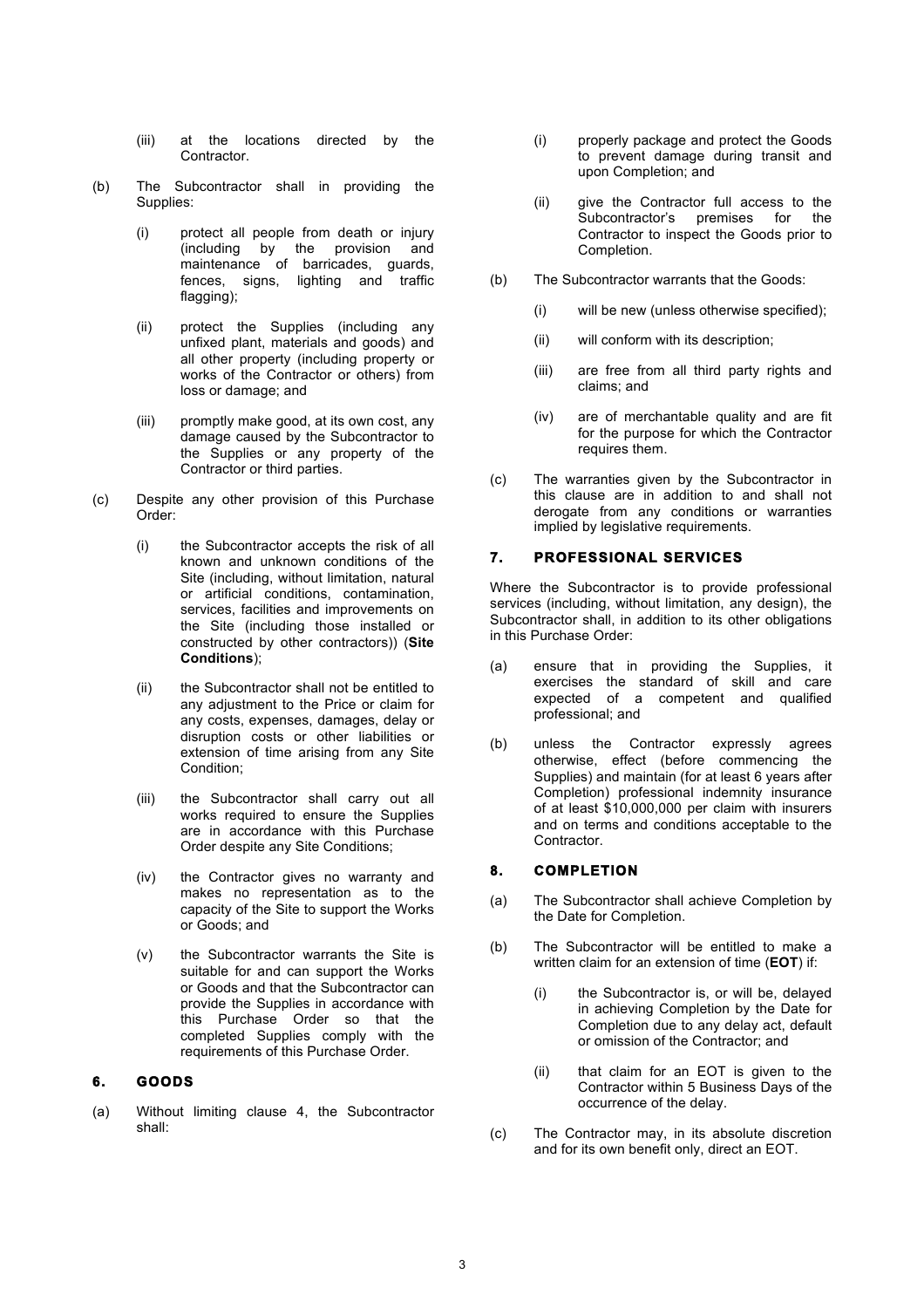(iii) at the locations directed by the Contractor.

(b) The Subcontractor shall in providing the Supplies:

(i) protect all people from death or injury (including by the provision and maintenance of barricades, guards, fences, signs, lighting and traffic flagging);

(ii) protect the Supplies (including any unfixed plant, materials and goods) and all other property (including property or works of the Contractor or others) from loss or damage; and

(iii) promptly make good, at its own cost, any damage caused by the Subcontractor to the Supplies or any property of the Contractor or third parties.

(c) Despite any other provision of this Purchase Order:

(i) the Subcontractor accepts the risk of all known and unknown conditions of the Site (including, without limitation, natural or artificial conditions, contamination, services, facilities and improvements on the Site (including those installed or constructed by other contractors)) (**Site Conditions**);

(ii) the Subcontractor shall not be entitled to any adjustment to the Price or claim for any costs, expenses, damages, delay or disruption costs or other liabilities or extension of time arising from any Site Condition;

(iii) the Subcontractor shall carry out all works required to ensure the Supplies are in accordance with this Purchase Order despite any Site Conditions;

(iv) the Contractor gives no warranty and makes no representation as to the capacity of the Site to support the Works or Goods; and

(v) the Subcontractor warrants the Site is suitable for and can support the Works or Goods and that the Subcontractor can provide the Supplies in accordance with this Purchase Order so that the completed Supplies comply with the requirements of this Purchase Order.

## 6. GOODS

(a) Without limiting clause 4, the Subcontractor shall:

(i) properly package and protect the Goods to prevent damage during transit and upon Completion; and

(ii) give the Contractor full access to the Subcontractor's premises for the Contractor to inspect the Goods prior to Completion.

(b) The Subcontractor warrants that the Goods:

(i) will be new (unless otherwise specified);

(ii) will conform with its description;

(iii) are free from all third party rights and claims; and

(iv) are of merchantable quality and are fit for the purpose for which the Contractor requires them.

(c) The warranties given by the Subcontractor in this clause are in addition to and shall not derogate from any conditions or warranties implied by legislative requirements.

## 7. PROFESSIONAL SERVICES

Where the Subcontractor is to provide professional services (including, without limitation, any design), the Subcontractor shall, in addition to its other obligations in this Purchase Order:

(a) ensure that in providing the Supplies, it exercises the standard of skill and care expected of a competent and qualified professional; and

(b) unless the Contractor expressly agrees otherwise, effect (before commencing the Supplies) and maintain (for at least 6 years after Completion) professional indemnity insurance of at least $10,000,000 per claim with insurers and on terms and conditions acceptable to the Contractor.

## 8. COMPLETION

(a) The Subcontractor shall achieve Completion by the Date for Completion.

(b) The Subcontractor will be entitled to make a written claim for an extension of time (**EOT**) if:

(i) the Subcontractor is, or will be, delayed in achieving Completion by the Date for Completion due to any delay act, default or omission of the Contractor; and

(ii) that claim for an EOT is given to the Contractor within 5 Business Days of the occurrence of the delay.

(c) The Contractor may, in its absolute discretion and for its own benefit only, direct an EOT.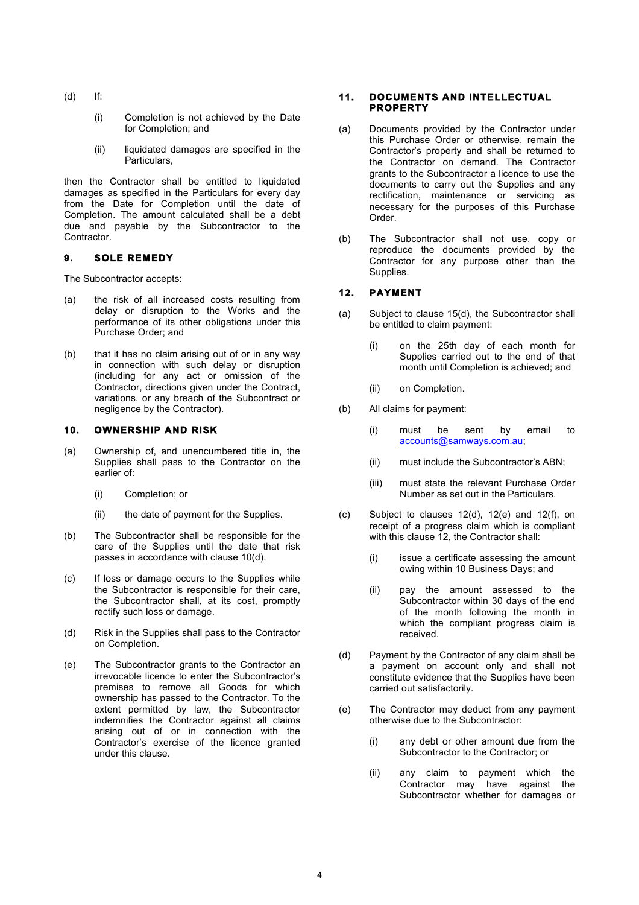(d) If:

   (i) Completion is not achieved by the Date for Completion; and

   (ii) liquidated damages are specified in the Particulars,

then the Contractor shall be entitled to liquidated damages as specified in the Particulars for every day from the Date for Completion until the date of Completion. The amount calculated shall be a debt due and payable by the Subcontractor to the Contractor.

## 9. SOLE REMEDY

The Subcontractor accepts:

(a) the risk of all increased costs resulting from delay or disruption to the Works and the performance of its other obligations under this Purchase Order; and

(b) that it has no claim arising out of or in any way in connection with such delay or disruption (including for any act or omission of the Contractor, directions given under the Contract, variations, or any breach of the Subcontract or negligence by the Contractor).

## 10. OWNERSHIP AND RISK

(a) Ownership of, and unencumbered title in, the Supplies shall pass to the Contractor on the earlier of:

   (i) Completion; or

   (ii) the date of payment for the Supplies.

(b) The Subcontractor shall be responsible for the care of the Supplies until the date that risk passes in accordance with clause 10(d).

(c) If loss or damage occurs to the Supplies while the Subcontractor is responsible for their care, the Subcontractor shall, at its cost, promptly rectify such loss or damage.

(d) Risk in the Supplies shall pass to the Contractor on Completion.

(e) The Subcontractor grants to the Contractor an irrevocable licence to enter the Subcontractor's premises to remove all Goods for which ownership has passed to the Contractor. To the extent permitted by law, the Subcontractor indemnifies the Contractor against all claims arising out of or in connection with the Contractor's exercise of the licence granted under this clause.

## 11. DOCUMENTS AND INTELLECTUAL PROPERTY

(a) Documents provided by the Contractor under this Purchase Order or otherwise, remain the Contractor's property and shall be returned to the Contractor on demand. The Contractor grants to the Subcontractor a licence to use the documents to carry out the Supplies and any rectification, maintenance or servicing as necessary for the purposes of this Purchase Order.

(b) The Subcontractor shall not use, copy or reproduce the documents provided by the Contractor for any purpose other than the Supplies.

## 12. PAYMENT

(a) Subject to clause 15(d), the Subcontractor shall be entitled to claim payment:

   (i) on the 25th day of each month for Supplies carried out to the end of that month until Completion is achieved; and

   (ii) on Completion.

(b) All claims for payment:

   (i) must be sent by email to accounts@samways.com.au;

   (ii) must include the Subcontractor's ABN;

   (iii) must state the relevant Purchase Order Number as set out in the Particulars.

(c) Subject to clauses 12(d), 12(e) and 12(f), on receipt of a progress claim which is compliant with this clause 12, the Contractor shall:

   (i) issue a certificate assessing the amount owing within 10 Business Days; and

   (ii) pay the amount assessed to the Subcontractor within 30 days of the end of the month following the month in which the compliant progress claim is received.

(d) Payment by the Contractor of any claim shall be a payment on account only and shall not constitute evidence that the Supplies have been carried out satisfactorily.

(e) The Contractor may deduct from any payment otherwise due to the Subcontractor:

   (i) any debt or other amount due from the Subcontractor to the Contractor; or

   (ii) any claim to payment which the Contractor may have against the Subcontractor whether for damages or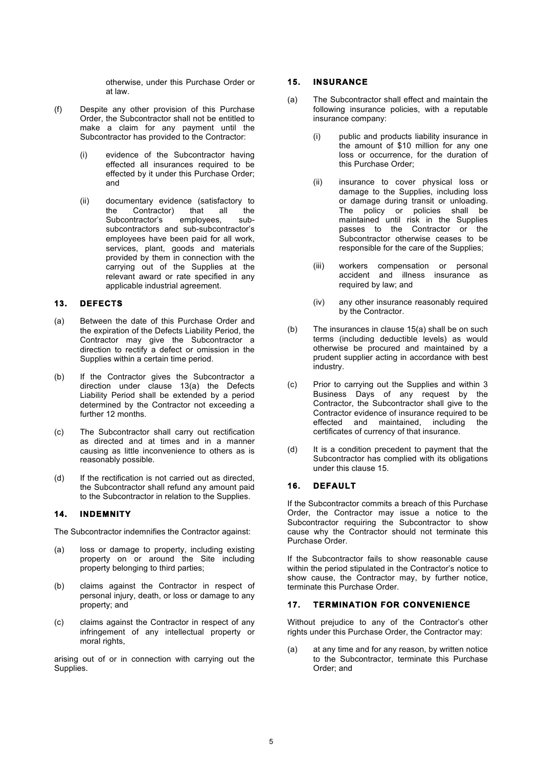otherwise, under this Purchase Order or at law.

(f) Despite any other provision of this Purchase Order, the Subcontractor shall not be entitled to make a claim for any payment until the Subcontractor has provided to the Contractor:

  (i) evidence of the Subcontractor having effected all insurances required to be effected by it under this Purchase Order; and

  (ii) documentary evidence (satisfactory to the Contractor) that all the Subcontractor's employees, sub-subcontractors and sub-subcontractor's employees have been paid for all work, services, plant, goods and materials provided by them in connection with the carrying out of the Supplies at the relevant award or rate specified in any applicable industrial agreement.

## 13. DEFECTS

(a) Between the date of this Purchase Order and the expiration of the Defects Liability Period, the Contractor may give the Subcontractor a direction to rectify a defect or omission in the Supplies within a certain time period.

(b) If the Contractor gives the Subcontractor a direction under clause 13(a) the Defects Liability Period shall be extended by a period determined by the Contractor not exceeding a further 12 months.

(c) The Subcontractor shall carry out rectification as directed and at times and in a manner causing as little inconvenience to others as is reasonably possible.

(d) If the rectification is not carried out as directed, the Subcontractor shall refund any amount paid to the Subcontractor in relation to the Supplies.

## 14. INDEMNITY

The Subcontractor indemnifies the Contractor against:

(a) loss or damage to property, including existing property on or around the Site including property belonging to third parties;

(b) claims against the Contractor in respect of personal injury, death, or loss or damage to any property; and

(c) claims against the Contractor in respect of any infringement of any intellectual property or moral rights,

arising out of or in connection with carrying out the Supplies.

## 15. INSURANCE

(a) The Subcontractor shall effect and maintain the following insurance policies, with a reputable insurance company:

  (i) public and products liability insurance in the amount of $10 million for any one loss or occurrence, for the duration of this Purchase Order;

  (ii) insurance to cover physical loss or damage to the Supplies, including loss or damage during transit or unloading. The policy or policies shall be maintained until risk in the Supplies passes to the Contractor or the Subcontractor otherwise ceases to be responsible for the care of the Supplies;

  (iii) workers compensation or personal accident and illness insurance as required by law; and

  (iv) any other insurance reasonably required by the Contractor.

(b) The insurances in clause 15(a) shall be on such terms (including deductible levels) as would otherwise be procured and maintained by a prudent supplier acting in accordance with best industry.

(c) Prior to carrying out the Supplies and within 3 Business Days of any request by the Contractor, the Subcontractor shall give to the Contractor evidence of insurance required to be effected and maintained, including the certificates of currency of that insurance.

(d) It is a condition precedent to payment that the Subcontractor has complied with its obligations under this clause 15.

## 16. DEFAULT

If the Subcontractor commits a breach of this Purchase Order, the Contractor may issue a notice to the Subcontractor requiring the Subcontractor to show cause why the Contractor should not terminate this Purchase Order.

If the Subcontractor fails to show reasonable cause within the period stipulated in the Contractor's notice to show cause, the Contractor may, by further notice, terminate this Purchase Order.

## 17. TERMINATION FOR CONVENIENCE

Without prejudice to any of the Contractor's other rights under this Purchase Order, the Contractor may:

(a) at any time and for any reason, by written notice to the Subcontractor, terminate this Purchase Order; and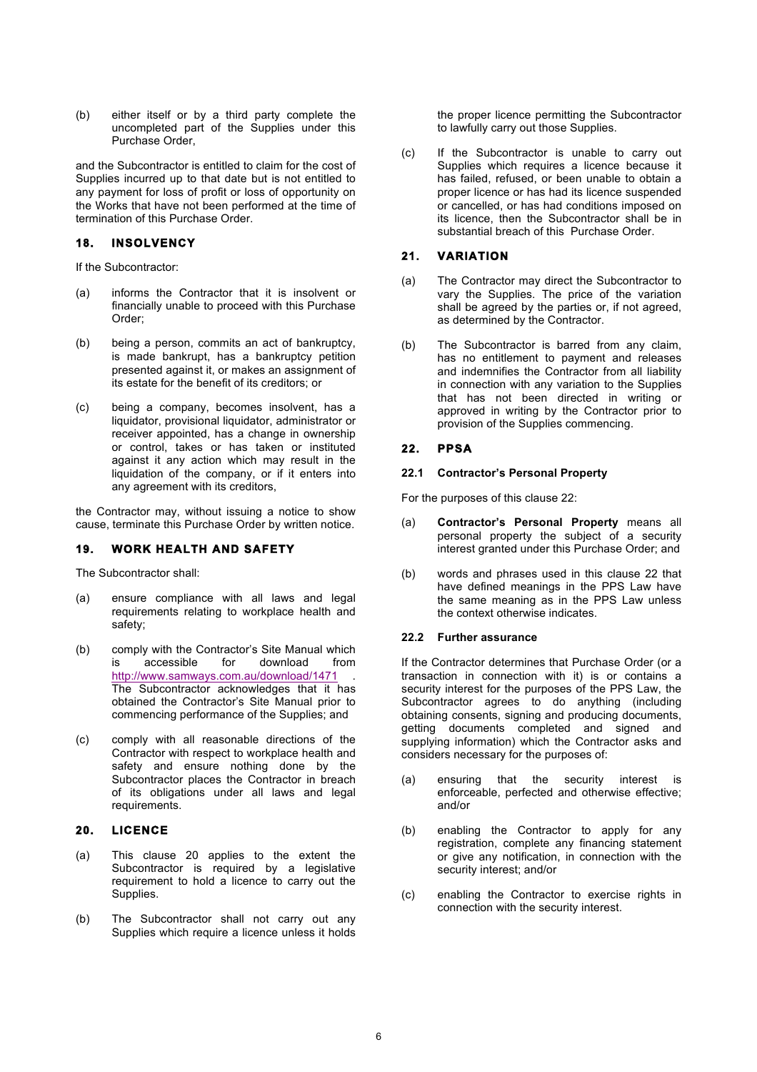(b) either itself or by a third party complete the uncompleted part of the Supplies under this Purchase Order,

and the Subcontractor is entitled to claim for the cost of Supplies incurred up to that date but is not entitled to any payment for loss of profit or loss of opportunity on the Works that have not been performed at the time of termination of this Purchase Order.

## 18. INSOLVENCY

If the Subcontractor:

(a) informs the Contractor that it is insolvent or financially unable to proceed with this Purchase Order;

(b) being a person, commits an act of bankruptcy, is made bankrupt, has a bankruptcy petition presented against it, or makes an assignment of its estate for the benefit of its creditors; or

(c) being a company, becomes insolvent, has a liquidator, provisional liquidator, administrator or receiver appointed, has a change in ownership or control, takes or has taken or instituted against it any action which may result in the liquidation of the company, or if it enters into any agreement with its creditors,

the Contractor may, without issuing a notice to show cause, terminate this Purchase Order by written notice.

## 19. WORK HEALTH AND SAFETY

The Subcontractor shall:

(a) ensure compliance with all laws and legal requirements relating to workplace health and safety;

(b) comply with the Contractor's Site Manual which is accessible for download from http://www.samways.com.au/download/1471 . The Subcontractor acknowledges that it has obtained the Contractor's Site Manual prior to commencing performance of the Supplies; and

(c) comply with all reasonable directions of the Contractor with respect to workplace health and safety and ensure nothing done by the Subcontractor places the Contractor in breach of its obligations under all laws and legal requirements.

## 20. LICENCE

(a) This clause 20 applies to the extent the Subcontractor is required by a legislative requirement to hold a licence to carry out the Supplies.

(b) The Subcontractor shall not carry out any Supplies which require a licence unless it holds the proper licence permitting the Subcontractor to lawfully carry out those Supplies.

(c) If the Subcontractor is unable to carry out Supplies which requires a licence because it has failed, refused, or been unable to obtain a proper licence or has had its licence suspended or cancelled, or has had conditions imposed on its licence, then the Subcontractor shall be in substantial breach of this Purchase Order.

## 21. VARIATION

(a) The Contractor may direct the Subcontractor to vary the Supplies. The price of the variation shall be agreed by the parties or, if not agreed, as determined by the Contractor.

(b) The Subcontractor is barred from any claim, has no entitlement to payment and releases and indemnifies the Contractor from all liability in connection with any variation to the Supplies that has not been directed in writing or approved in writing by the Contractor prior to provision of the Supplies commencing.

## 22. PPSA

### 22.1 Contractor's Personal Property

For the purposes of this clause 22:

(a) **Contractor's Personal Property** means all personal property the subject of a security interest granted under this Purchase Order; and

(b) words and phrases used in this clause 22 that have defined meanings in the PPS Law have the same meaning as in the PPS Law unless the context otherwise indicates.

### 22.2 Further assurance

If the Contractor determines that Purchase Order (or a transaction in connection with it) is or contains a security interest for the purposes of the PPS Law, the Subcontractor agrees to do anything (including obtaining consents, signing and producing documents, getting documents completed and signed and supplying information) which the Contractor asks and considers necessary for the purposes of:

(a) ensuring that the security interest is enforceable, perfected and otherwise effective; and/or

(b) enabling the Contractor to apply for any registration, complete any financing statement or give any notification, in connection with the security interest; and/or

(c) enabling the Contractor to exercise rights in connection with the security interest.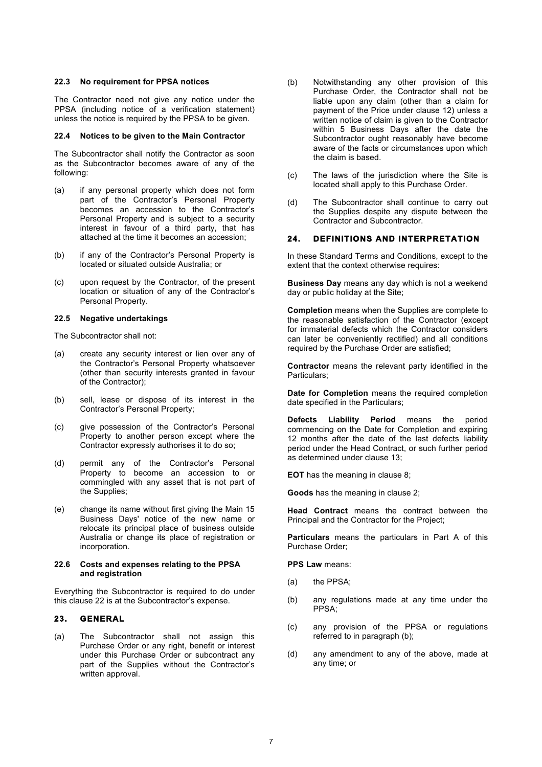#### 22.3 No requirement for PPSA notices

The Contractor need not give any notice under the PPSA (including notice of a verification statement) unless the notice is required by the PPSA to be given.

#### 22.4 Notices to be given to the Main Contractor

The Subcontractor shall notify the Contractor as soon as the Subcontractor becomes aware of any of the following:

(a) if any personal property which does not form part of the Contractor's Personal Property becomes an accession to the Contractor's Personal Property and is subject to a security interest in favour of a third party, that has attached at the time it becomes an accession;

(b) if any of the Contractor's Personal Property is located or situated outside Australia; or

(c) upon request by the Contractor, of the present location or situation of any of the Contractor's Personal Property.

#### 22.5 Negative undertakings

The Subcontractor shall not:

(a) create any security interest or lien over any of the Contractor's Personal Property whatsoever (other than security interests granted in favour of the Contractor);

(b) sell, lease or dispose of its interest in the Contractor's Personal Property;

(c) give possession of the Contractor's Personal Property to another person except where the Contractor expressly authorises it to do so;

(d) permit any of the Contractor's Personal Property to become an accession to or commingled with any asset that is not part of the Supplies;

(e) change its name without first giving the Main 15 Business Days' notice of the new name or relocate its principal place of business outside Australia or change its place of registration or incorporation.

#### 22.6 Costs and expenses relating to the PPSA and registration

Everything the Subcontractor is required to do under this clause 22 is at the Subcontractor's expense.

## 23. GENERAL

(a) The Subcontractor shall not assign this Purchase Order or any right, benefit or interest under this Purchase Order or subcontract any part of the Supplies without the Contractor's written approval.

(b) Notwithstanding any other provision of this Purchase Order, the Contractor shall not be liable upon any claim (other than a claim for payment of the Price under clause 12) unless a written notice of claim is given to the Contractor within 5 Business Days after the date the Subcontractor ought reasonably have become aware of the facts or circumstances upon which the claim is based.

(c) The laws of the jurisdiction where the Site is located shall apply to this Purchase Order.

(d) The Subcontractor shall continue to carry out the Supplies despite any dispute between the Contractor and Subcontractor.

## 24. DEFINITIONS AND INTERPRETATION

In these Standard Terms and Conditions, except to the extent that the context otherwise requires:

**Business Day** means any day which is not a weekend day or public holiday at the Site;

**Completion** means when the Supplies are complete to the reasonable satisfaction of the Contractor (except for immaterial defects which the Contractor considers can later be conveniently rectified) and all conditions required by the Purchase Order are satisfied;

**Contractor** means the relevant party identified in the Particulars;

**Date for Completion** means the required completion date specified in the Particulars;

**Defects Liability Period** means the period commencing on the Date for Completion and expiring 12 months after the date of the last defects liability period under the Head Contract, or such further period as determined under clause 13;

**EOT** has the meaning in clause 8;

**Goods** has the meaning in clause 2;

**Head Contract** means the contract between the Principal and the Contractor for the Project;

**Particulars** means the particulars in Part A of this Purchase Order;

**PPS Law** means:

(a) the PPSA;

(b) any regulations made at any time under the PPSA;

(c) any provision of the PPSA or regulations referred to in paragraph (b);

(d) any amendment to any of the above, made at any time; or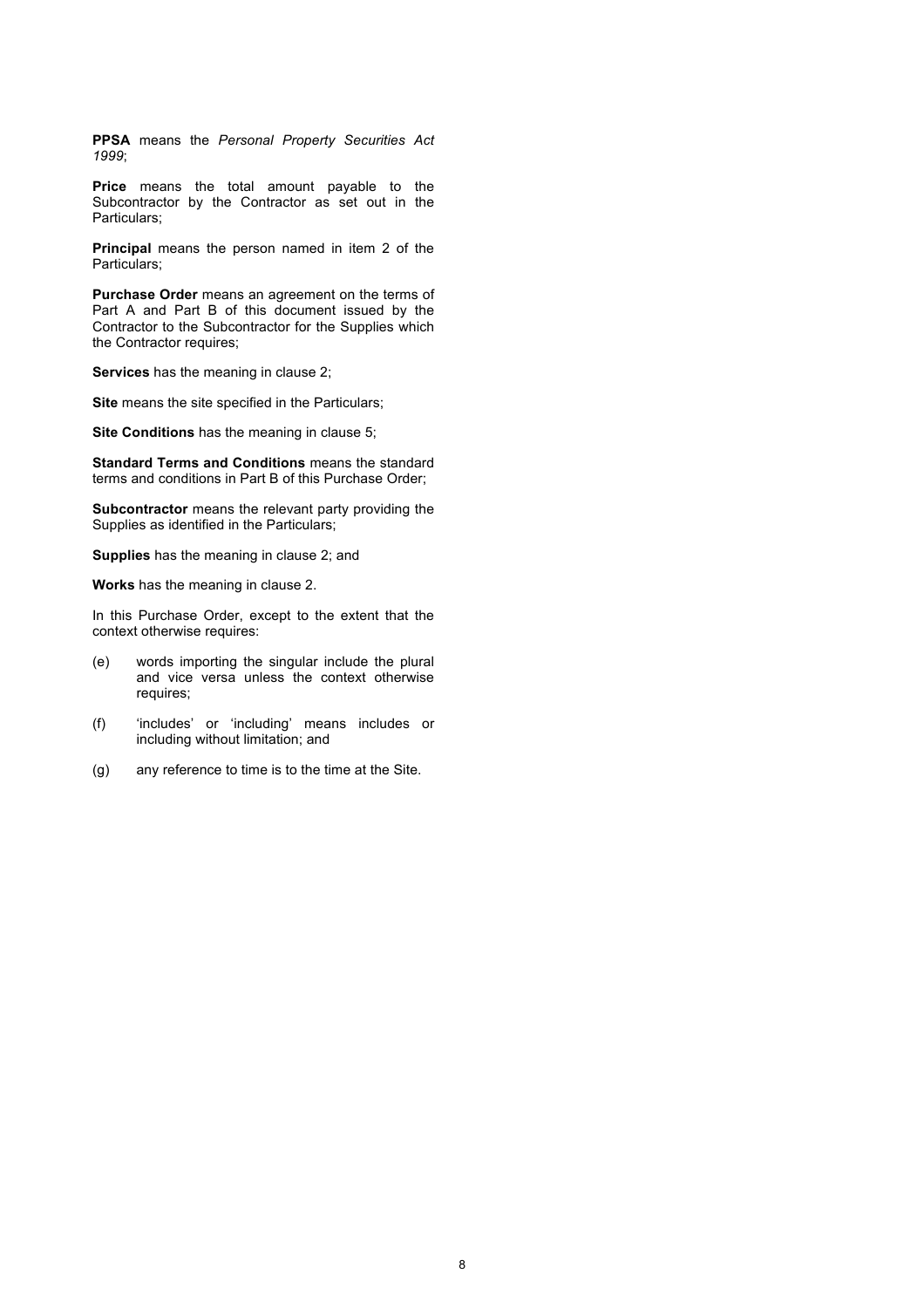**PPSA** means the *Personal Property Securities Act 1999*;

**Price** means the total amount payable to the Subcontractor by the Contractor as set out in the Particulars;

**Principal** means the person named in item 2 of the Particulars;

**Purchase Order** means an agreement on the terms of Part A and Part B of this document issued by the Contractor to the Subcontractor for the Supplies which the Contractor requires;

**Services** has the meaning in clause 2;

**Site** means the site specified in the Particulars;

**Site Conditions** has the meaning in clause 5;

**Standard Terms and Conditions** means the standard terms and conditions in Part B of this Purchase Order;

**Subcontractor** means the relevant party providing the Supplies as identified in the Particulars;

**Supplies** has the meaning in clause 2; and

**Works** has the meaning in clause 2.

In this Purchase Order, except to the extent that the context otherwise requires:

(e) words importing the singular include the plural and vice versa unless the context otherwise requires;

(f) 'includes' or 'including' means includes or including without limitation; and

(g) any reference to time is to the time at the Site.